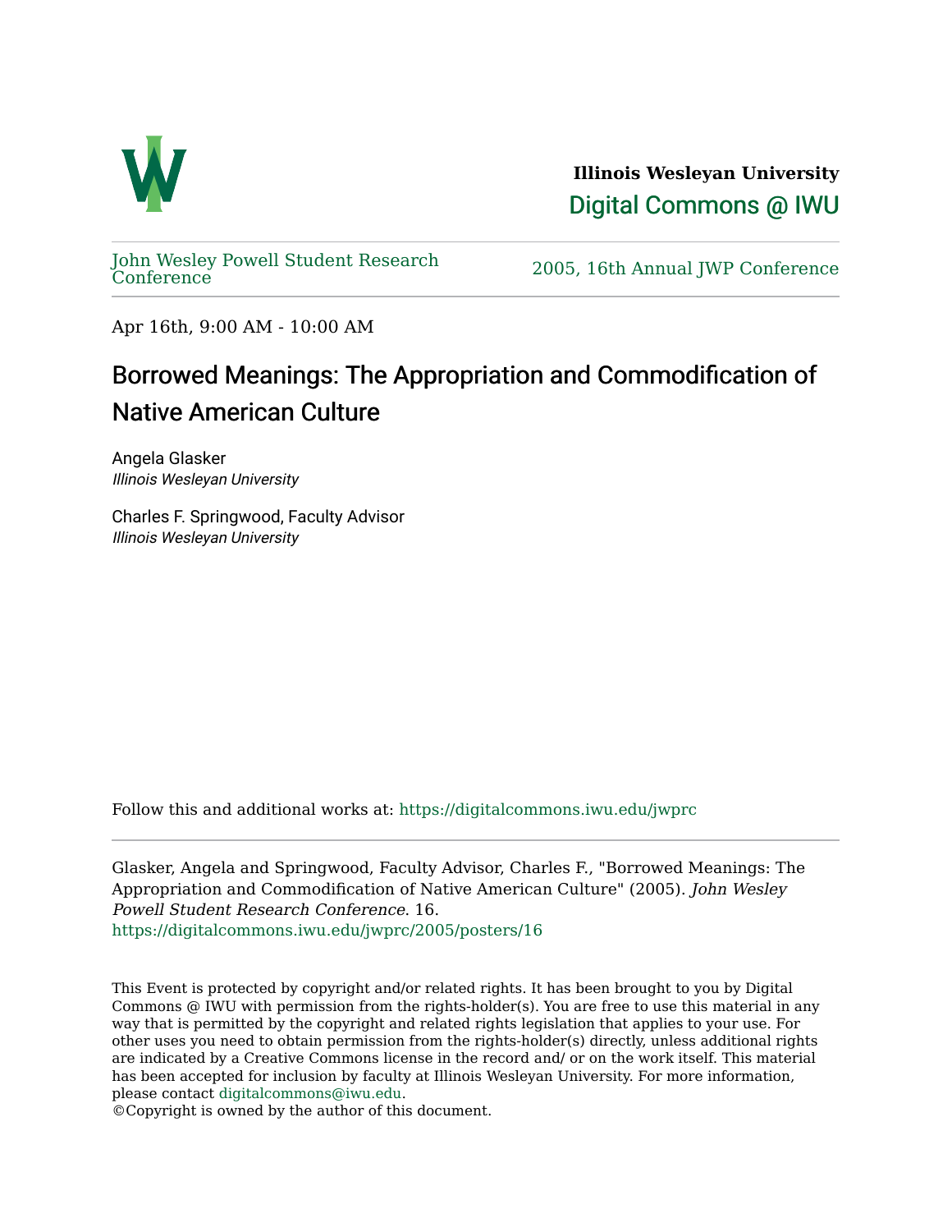**Illinois Wesleyan University**

Digital Commons @ IWU

John Wesley Powell Student Research Conference | 2005, 16th Annual JWP Conference

Apr 16th, 9:00 AM - 10:00 AM

# Borrowed Meanings: The Appropriation and Commodification of Native American Culture

Angela Glasker
*Illinois Wesleyan University*

Charles F. Springwood, Faculty Advisor
*Illinois Wesleyan University*

Follow this and additional works at: https://digitalcommons.iwu.edu/jwprc

Glasker, Angela and Springwood, Faculty Advisor, Charles F., "Borrowed Meanings: The Appropriation and Commodification of Native American Culture" (2005). *John Wesley Powell Student Research Conference*. 16.
https://digitalcommons.iwu.edu/jwprc/2005/posters/16

This Event is protected by copyright and/or related rights. It has been brought to you by Digital Commons @ IWU with permission from the rights-holder(s). You are free to use this material in any way that is permitted by the copyright and related rights legislation that applies to your use. For other uses you need to obtain permission from the rights-holder(s) directly, unless additional rights are indicated by a Creative Commons license in the record and/ or on the work itself. This material has been accepted for inclusion by faculty at Illinois Wesleyan University. For more information, please contact digitalcommons@iwu.edu.
©Copyright is owned by the author of this document.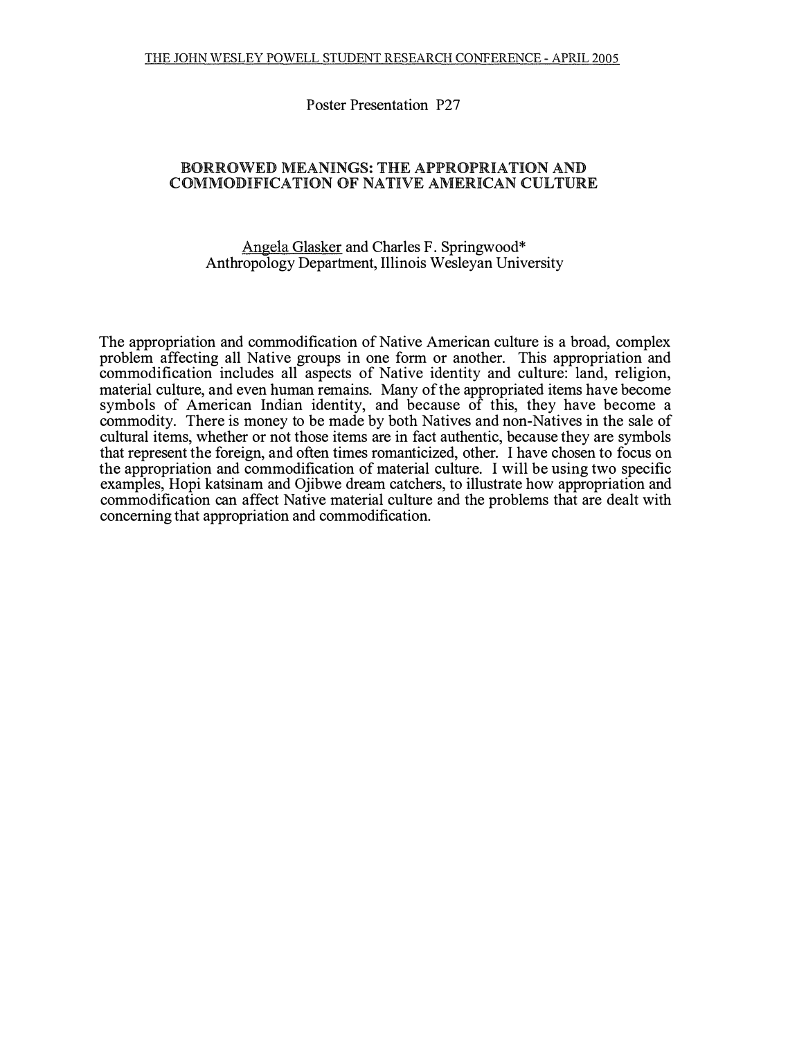Poster Presentation P27

## BORROWED MEANINGS: THE APPROPRIATION AND COMMODIFICATION OF NATIVE AMERICAN CULTURE

Angela Glasker and Charles F. Springwood*
Anthropology Department, Illinois Wesleyan University

The appropriation and commodification of Native American culture is a broad, complex problem affecting all Native groups in one form or another. This appropriation and commodification includes all aspects of Native identity and culture: land, religion, material culture, and even human remains. Many of the appropriated items have become symbols of American Indian identity, and because of this, they have become a commodity. There is money to be made by both Natives and non-Natives in the sale of cultural items, whether or not those items are in fact authentic, because they are symbols that represent the foreign, and often times romanticized, other. I have chosen to focus on the appropriation and commodification of material culture. I will be using two specific examples, Hopi katsinam and Ojibwe dream catchers, to illustrate how appropriation and commodification can affect Native material culture and the problems that are dealt with concerning that appropriation and commodification.